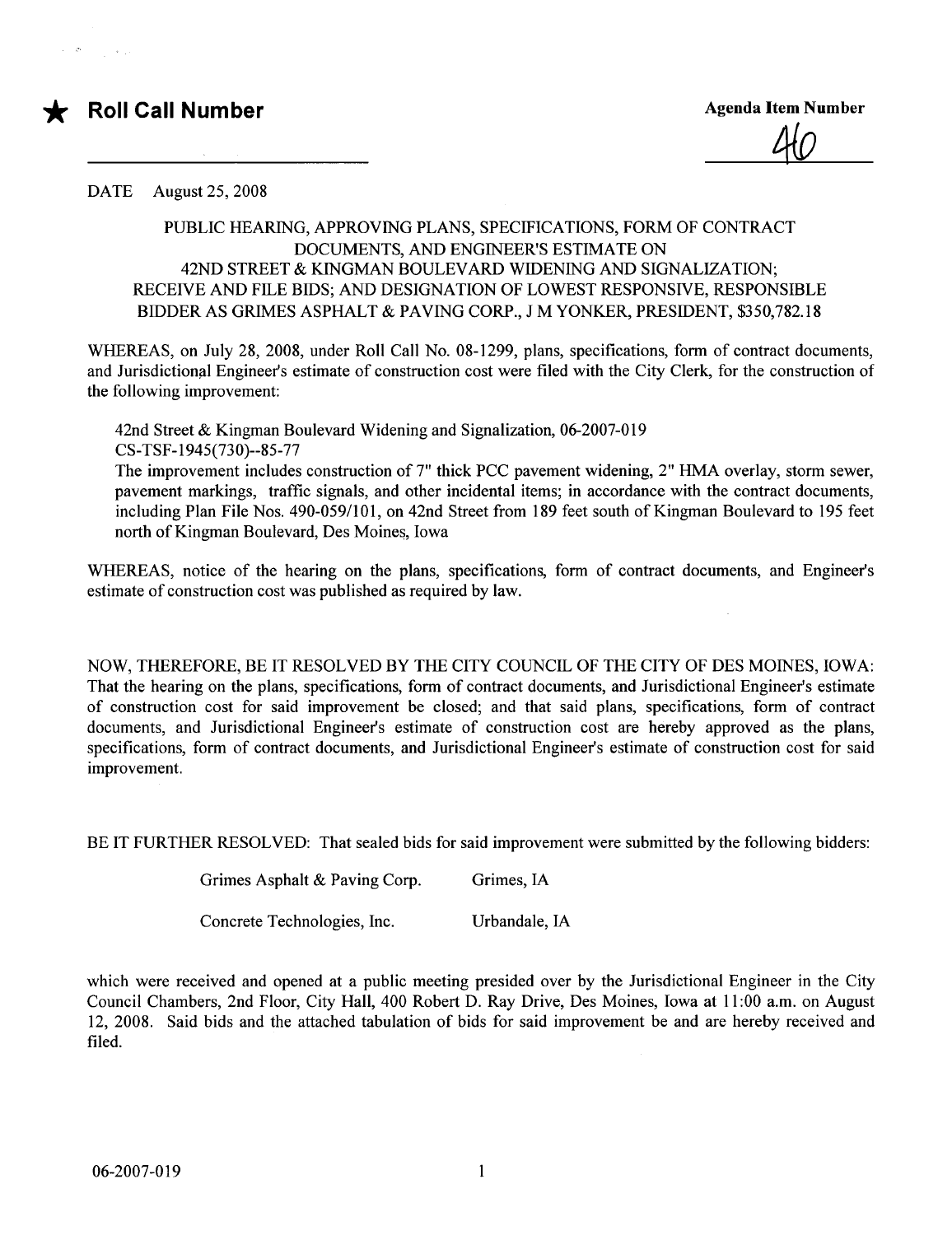★ **Roll Call Number**

**Agenda Item Number**

40

DATE August 25, 2008

PUBLIC HEARING, APPROVING PLANS, SPECIFICATIONS, FORM OF CONTRACT DOCUMENTS, AND ENGINEER'S ESTIMATE ON 42ND STREET & KINGMAN BOULEVARD WIDENING AND SIGNALIZATION; RECEIVE AND FILE BIDS; AND DESIGNATION OF LOWEST RESPONSIVE, RESPONSIBLE BIDDER AS GRIMES ASPHALT & PAVING CORP., J M YONKER, PRESIDENT, $350,782.18

WHEREAS, on July 28, 2008, under Roll Call No. 08-1299, plans, specifications, form of contract documents, and Jurisdictional Engineer's estimate of construction cost were filed with the City Clerk, for the construction of the following improvement:

42nd Street & Kingman Boulevard Widening and Signalization, 06-2007-019
CS-TSF-1945(730)--85-77
The improvement includes construction of 7" thick PCC pavement widening, 2" HMA overlay, storm sewer, pavement markings, traffic signals, and other incidental items; in accordance with the contract documents, including Plan File Nos. 490-059/101, on 42nd Street from 189 feet south of Kingman Boulevard to 195 feet north of Kingman Boulevard, Des Moines, Iowa

WHEREAS, notice of the hearing on the plans, specifications, form of contract documents, and Engineer's estimate of construction cost was published as required by law.

NOW, THEREFORE, BE IT RESOLVED BY THE CITY COUNCIL OF THE CITY OF DES MOINES, IOWA: That the hearing on the plans, specifications, form of contract documents, and Jurisdictional Engineer's estimate of construction cost for said improvement be closed; and that said plans, specifications, form of contract documents, and Jurisdictional Engineer's estimate of construction cost are hereby approved as the plans, specifications, form of contract documents, and Jurisdictional Engineer's estimate of construction cost for said improvement.

BE IT FURTHER RESOLVED: That sealed bids for said improvement were submitted by the following bidders:

| | |
|---|---|
| Grimes Asphalt & Paving Corp. | Grimes, IA |
| Concrete Technologies, Inc. | Urbandale, IA |

which were received and opened at a public meeting presided over by the Jurisdictional Engineer in the City Council Chambers, 2nd Floor, City Hall, 400 Robert D. Ray Drive, Des Moines, Iowa at 11:00 a.m. on August 12, 2008. Said bids and the attached tabulation of bids for said improvement be and are hereby received and filed.

06-2007-019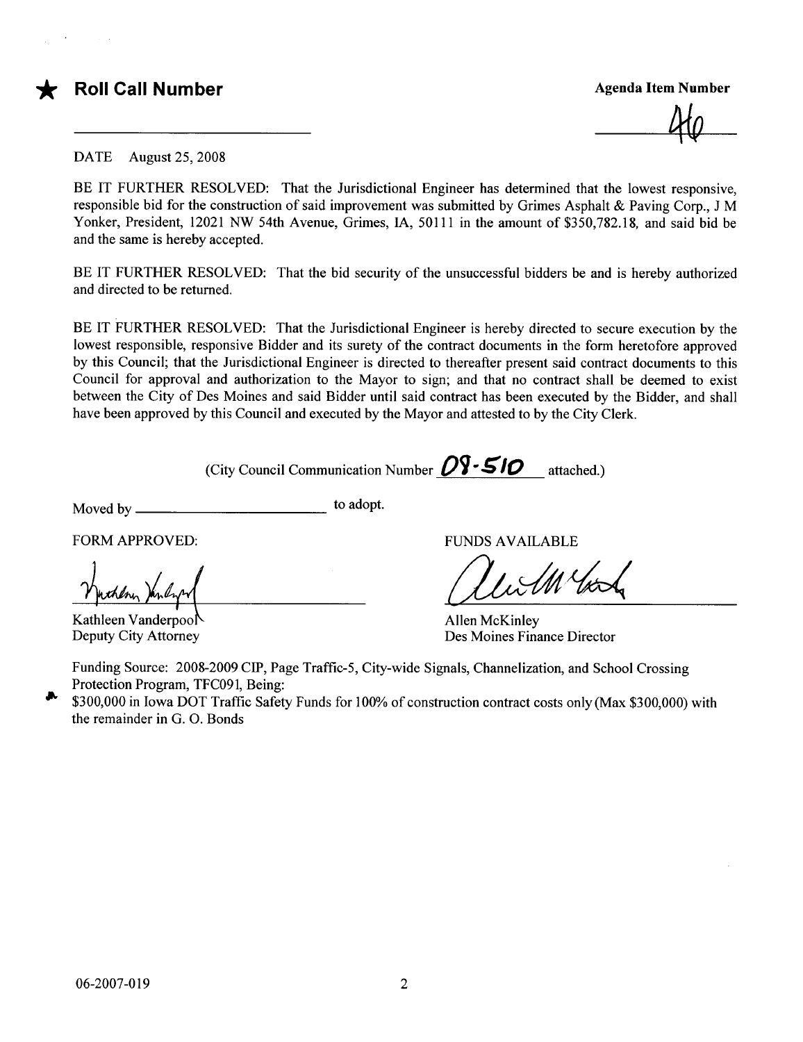★ **Roll Call Number**

**Agenda Item Number**

46

DATE August 25, 2008

BE IT FURTHER RESOLVED: That the Jurisdictional Engineer has determined that the lowest responsive, responsible bid for the construction of said improvement was submitted by Grimes Asphalt & Paving Corp., J M Yonker, President, 12021 NW 54th Avenue, Grimes, IA, 50111 in the amount of $350,782.18, and said bid be and the same is hereby accepted.

BE IT FURTHER RESOLVED: That the bid security of the unsuccessful bidders be and is hereby authorized and directed to be returned.

BE IT FURTHER RESOLVED: That the Jurisdictional Engineer is hereby directed to secure execution by the lowest responsible, responsive Bidder and its surety of the contract documents in the form heretofore approved by this Council; that the Jurisdictional Engineer is directed to thereafter present said contract documents to this Council for approval and authorization to the Mayor to sign; and that no contract shall be deemed to exist between the City of Des Moines and said Bidder until said contract has been executed by the Bidder, and shall have been approved by this Council and executed by the Mayor and attested to by the City Clerk.

(City Council Communication Number 08-510 attached.)

Moved by ______________________ to adopt.

FORM APPROVED:

Kathleen Vanderpool
Deputy City Attorney

FUNDS AVAILABLE

Allen McKinley
Des Moines Finance Director

Funding Source: 2008-2009 CIP, Page Traffic-5, City-wide Signals, Channelization, and School Crossing Protection Program, TFC091, Being:
$300,000 in Iowa DOT Traffic Safety Funds for 100% of construction contract costs only (Max $300,000) with the remainder in G. O. Bonds

06-2007-019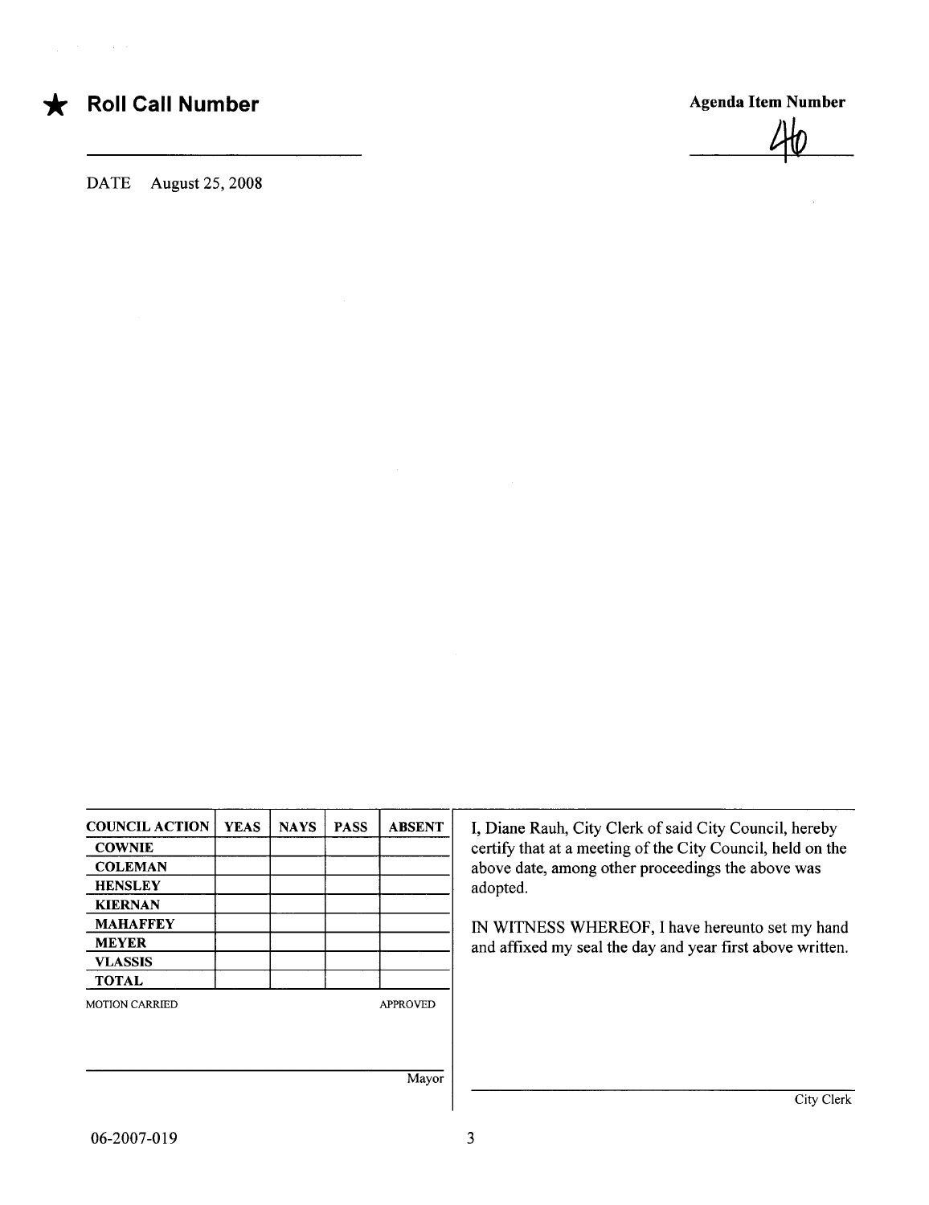★ **Roll Call Number**

**Agenda Item Number**

46

DATE August 25, 2008

| COUNCIL ACTION | YEAS | NAYS | PASS | ABSENT |
|---|---|---|---|---|
| COWNIE | | | | |
| COLEMAN | | | | |
| HENSLEY | | | | |
| KIERNAN | | | | |
| MAHAFFEY | | | | |
| MEYER | | | | |
| VLASSIS | | | | |
| TOTAL | | | | |

MOTION CARRIED APPROVED

Mayor

I, Diane Rauh, City Clerk of said City Council, hereby certify that at a meeting of the City Council, held on the above date, among other proceedings the above was adopted.

IN WITNESS WHEREOF, I have hereunto set my hand and affixed my seal the day and year first above written.

City Clerk

06-2007-019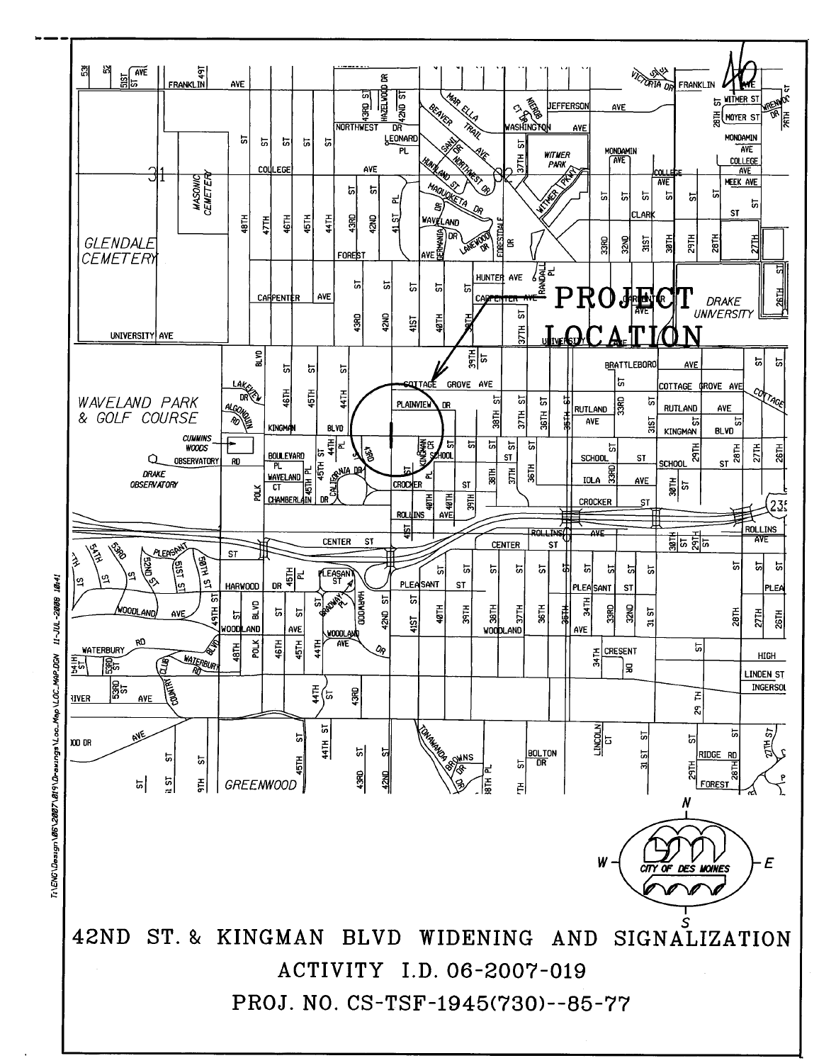PROJECT LOCATION

# 42ND ST. & KINGMAN BLVD WIDENING AND SIGNALIZATION

ACTIVITY I.D. 06-2007-019

PROJ. NO. CS-TSF-1945(730)--85-77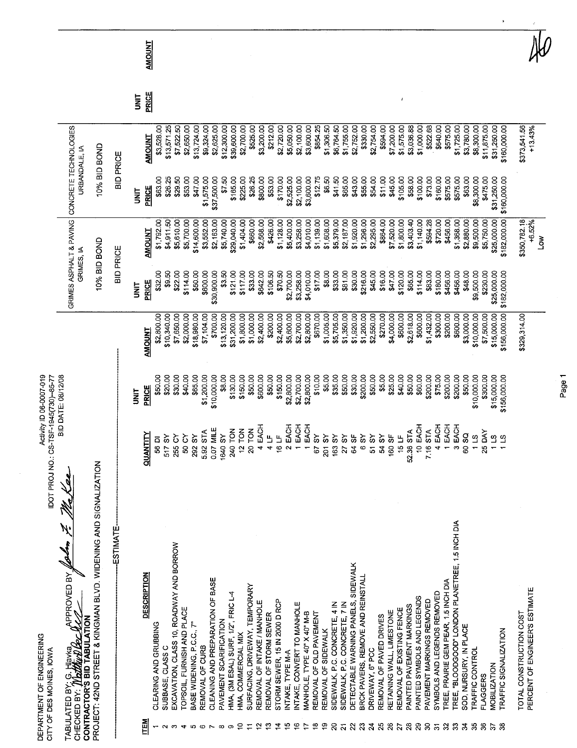DEPARTMENT OF ENGINEERING
CITY OF DES MOINES, IOWA

Activity ID 06-0007-019
IDOT PROJ NO.: CS-TSF-1945(730)--85-77
BID DATE: 08/12/08

TABULATED BY: G. Hlavka APPROVED BY
CHECKED BY:

**CONTRACTOR'S BID TABULATION**

PROJECT: 42ND STREET & KINGMAN BLVD. WIDENING AND SIGNALIZATION

| | | | ESTIMATE | | GRIMES ASPHALT & PAVING GRIMES, IA 10% BID BOND BID PRICE | | CONCRETE TECHNOLOGIES URBANDALE, IA 10% BID BOND BID PRICE | | | |
|---|---|---|---|---|---|---|---|---|---|---|
| ITEM | DESCRIPTION | QUANTITY | UNIT PRICE | AMOUNT | UNIT PRICE | AMOUNT | UNIT PRICE | AMOUNT | UNIT PRICE | AMOUNT |
| 1 | CLEARING AND GRUBBING | 56 DI | $50.00 | $2,800.00 | $32.00 | $1,792.00 | $63.00 | $3,528.00 | | |
| 2 | SUBBASE, CLASS C | 517 SY | $20.00 | $10,340.00 | $9.50 | $4,911.50 | $26.25 | $13,571.25 | | |
| 3 | EXCAVATION, CLASS 10, ROADWAY AND BORROW | 255 CY | $30.00 | $7,650.00 | $22.00 | $5,610.00 | $29.50 | $7,522.50 | | |
| 4 | TOPSOIL, FURNISH AND PLACE | 50 CY | $40.00 | $2,000.00 | $114.00 | $5,700.00 | $53.00 | $2,650.00 | | |
| 5 | BASE WIDENING, P.C.C., 7" | 292 SY | $65.00 | $18,980.00 | $50.00 | $14,600.00 | $47.00 | $13,724.00 | | |
| 6 | REMOVAL OF CURB | 5.92 STA | $1,200.00 | $7,104.00 | $600.00 | $3,552.00 | $1,575.00 | $9,324.00 | | |
| 7 | CLEANING AND PREPARATION OF BASE | 0.07 MILE | $10,000.00 | $700.00 | $30,900.00 | $2,163.00 | $37,500.00 | $2,625.00 | | |
| 8 | PAVEMENT SCARIFICATION | 1640 SY | $8.00 | $13,120.00 | $3.50 | $5,740.00 | $7.50 | $12,300.00 | | |
| 9 | HMA, (3M ESAL) SURF, 1/2", FRIC L-4 | 240 TON | $130.00 | $31,200.00 | $121.00 | $29,040.00 | $165.00 | $39,600.00 | | |
| 10 | HMA, COMMERCIAL MIX | 12 TON | $150.00 | $1,800.00 | $117.00 | $1,404.00 | $225.00 | $2,700.00 | | |
| 11 | SURFACING, DRIVEWAY, TEMPORARY | 20 TON | $50.00 | $1,000.00 | $33.00 | $660.00 | $26.25 | $525.00 | | |
| 12 | REMOVAL OF INTAKE / MANHOLE | 4 EACH | $600.00 | $2,400.00 | $642.00 | $2,568.00 | $800.00 | $3,200.00 | | |
| 13 | REMOVAL OF STORM SEWER | 4 LF | $50.00 | $200.00 | $106.50 | $426.00 | $53.00 | $212.00 | | |
| 14 | STORM SEWER, 15 IN 2000 D RCP | 16 LF | $150.00 | $2,400.00 | $70.50 | $1,128.00 | $170.00 | $2,720.00 | | |
| 15 | INTAKE, TYPE M-A | 2 EACH | $2,800.00 | $5,600.00 | $2,700.00 | $5,400.00 | $2,525.00 | $5,050.00 | | |
| 16 | INTAKE, CONVERT TO MANHOLE | 1 EACH | $2,700.00 | $2,700.00 | $3,258.00 | $3,258.00 | $2,100.00 | $2,100.00 | | |
| 17 | MANHOLE, TYPE 40" X 40" M-B | 1 EACH | $2,800.00 | $2,800.00 | $4,010.00 | $4,010.00 | $3,600.00 | $3,600.00 | | |
| 18 | REMOVAL OF OLD PAVEMENT | 67 SY | $10.00 | $670.00 | $17.00 | $1,139.00 | $12.75 | $854.25 | | |
| 19 | REMOVAL OF SIDEWALK | 201 SY | $5.00 | $1,005.00 | $8.00 | $1,608.00 | $6.50 | $1,306.50 | | |
| 20 | SIDEWALK, P.C. CONCRETE, 4 IN | 163 SY | $35.00 | $5,705.00 | $33.00 | $5,379.00 | $41.50 | $6,764.50 | | |
| 21 | SIDEWALK, P.C. CONCRETE, 7 IN | 27 SY | $50.00 | $1,350.00 | $81.00 | $2,187.00 | $65.00 | $1,755.00 | | |
| 22 | DETECTABLE WARNING PANELS, SIDEWALK | 64 SF | $30.00 | $1,920.00 | $30.00 | $1,920.00 | $43.00 | $2,752.00 | | |
| 23 | BRCK PAVERS, REMOVE AND REINSTALL | 6 SY | $200.00 | $1,200.00 | $216.00 | $1,296.00 | $55.00 | $330.00 | | |
| 24 | DRIVEWAY, 6" PCC | 51 SY | $50.00 | $2,550.00 | $45.00 | $2,295.00 | $54.00 | $2,754.00 | | |
| 25 | REMOVAL OF PAVED DRIVES | 54 SY | $5.00 | $270.00 | $16.00 | $864.00 | $11.00 | $594.00 | | |
| 26 | RETAINING WALL, LIMESTONE | 160 SF | $25.00 | $4,000.00 | $47.00 | $7,520.00 | $45.00 | $7,200.00 | | |
| 27 | REMOVAL OF EXISTING FENCE | 15 LF | $40.00 | $600.00 | $120.00 | $1,800.00 | $105.00 | $1,575.00 | | |
| 28 | PAINTED PAVEMENT MARKINGS | 52.36 STA | $50.00 | $2,618.00 | $65.00 | $3,403.40 | $58.00 | $3,036.88 | | |
| 29 | PAINTED SYMBOLS AND LEGENDS | 10 EACH | $60.00 | $600.00 | $114.00 | $1,140.00 | $100.00 | $1,000.00 | | |
| 30 | PAVEMENT MARKINGS REMOVED | 7.16 STA | $200.00 | $1,432.00 | $83.00 | $594.28 | $73.00 | $522.68 | | |
| 31 | SYMBOLS AND LEGENDS REMOVED | 4 EACH | $75.00 | $300.00 | $180.00 | $720.00 | $160.00 | $640.00 | | |
| 32 | TREE, PRAIRIE GEM PEAR, 1.5 INCH DIA | 1 EACH | $200.00 | $200.00 | $456.00 | $456.00 | $575.00 | $575.00 | | |
| 33 | TREE, "BLOODGOOD" LONDON PLANETREE, 1.5 INCH DIA | 3 EACH | $200.00 | $600.00 | $456.00 | $1,368.00 | $575.00 | $1,725.00 | | |
| 34 | SOD, NURSURY, IN PLACE | 60 SQ | $50.00 | $3,000.00 | $48.00 | $2,880.00 | $63.00 | $3,780.00 | | |
| 35 | TRAFFIC CONTROL | 1 LS | $10,000.00 | $10,000.00 | $9,500.00 | $9,500.00 | $8,300.00 | $8,300.00 | | |
| 36 | FLAGGERS | 25 DAY | $300.00 | $7,500.00 | $230.00 | $5,750.00 | $475.00 | $11,875.00 | | |
| 37 | MOBILIZATION | 1 LS | $15,000.00 | $15,000.00 | $25,000.00 | $25,000.00 | $31,250.00 | $31,250.00 | | |
| 38 | TRAFFIC SIGNALIZATION | 1 LS | $156,000.00 | $156,000.00 | $182,000.00 | $182,000.00 | $160,000.00 | $160,000.00 | | |
| | TOTAL CONSTRUCTION COST | | | $329,314.00 | | $350,782.18 | | $373,541.56 | | |
| | PERCENT OF ENGINEER'S ESTIMATE | | | | | +6.52% | | +13.43% | | |
| | | | | | | Low | | | | |

46